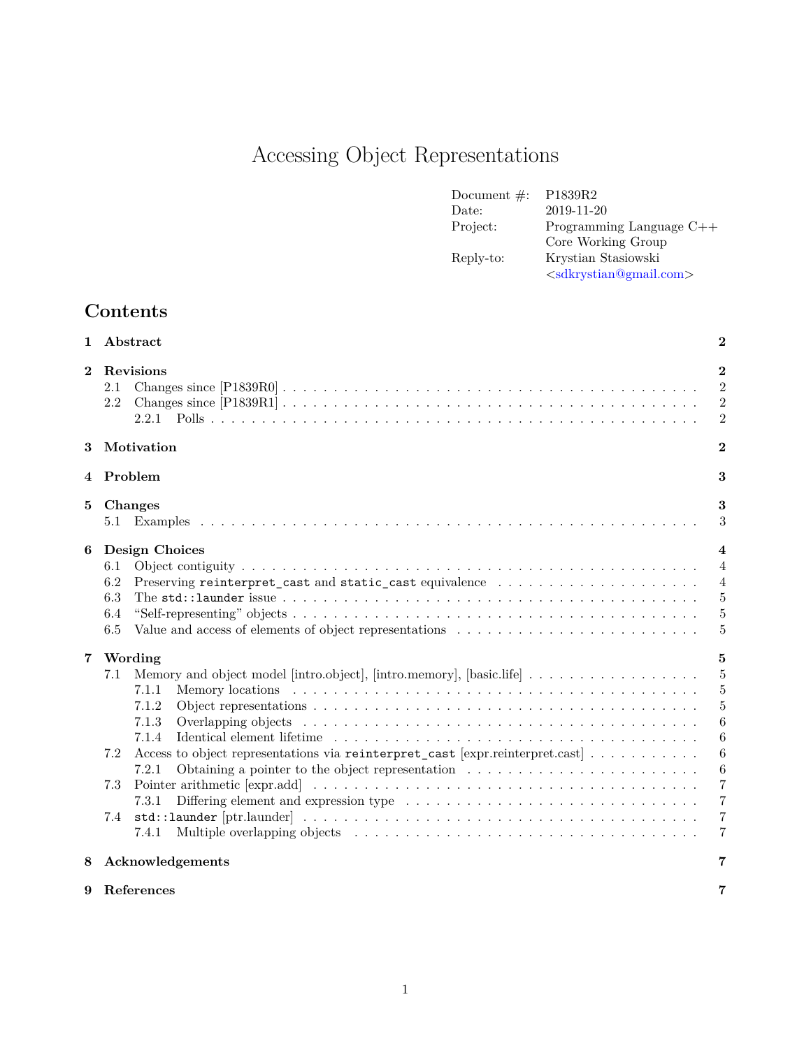# Accessing Object Representations

| | |
|---|---|
| Document #: | P1839R2 |
| Date: | 2019-11-20 |
| Project: | Programming Language C++<br>Core Working Group |
| Reply-to: | Krystian Stasiowski<br><sdkrystian@gmail.com> |

## Contents

**1 Abstract** 2

**2 Revisions** 2
- 2.1 Changes since [P1839R0] 2
- 2.2 Changes since [P1839R1] 2
  - 2.2.1 Polls 2

**3 Motivation** 2

**4 Problem** 3

**5 Changes** 3
- 5.1 Examples 3

**6 Design Choices** 4
- 6.1 Object contiguity 4
- 6.2 Preserving `reinterpret_cast` and `static_cast` equivalence 4
- 6.3 The `std::launder` issue 5
- 6.4 "Self-representing" objects 5
- 6.5 Value and access of elements of object representations 5

**7 Wording** 5
- 7.1 Memory and object model [intro.object], [intro.memory], [basic.life] 5
  - 7.1.1 Memory locations 5
  - 7.1.2 Object representations 5
  - 7.1.3 Overlapping objects 6
  - 7.1.4 Identical element lifetime 6
- 7.2 Access to object representations via `reinterpret_cast` [expr.reinterpret.cast] 6
  - 7.2.1 Obtaining a pointer to the object representation 6
- 7.3 Pointer arithmetic [expr.add] 7
  - 7.3.1 Differing element and expression type 7
- 7.4 `std::launder` [ptr.launder] 7
  - 7.4.1 Multiple overlapping objects 7

**8 Acknowledgements** 7

**9 References** 7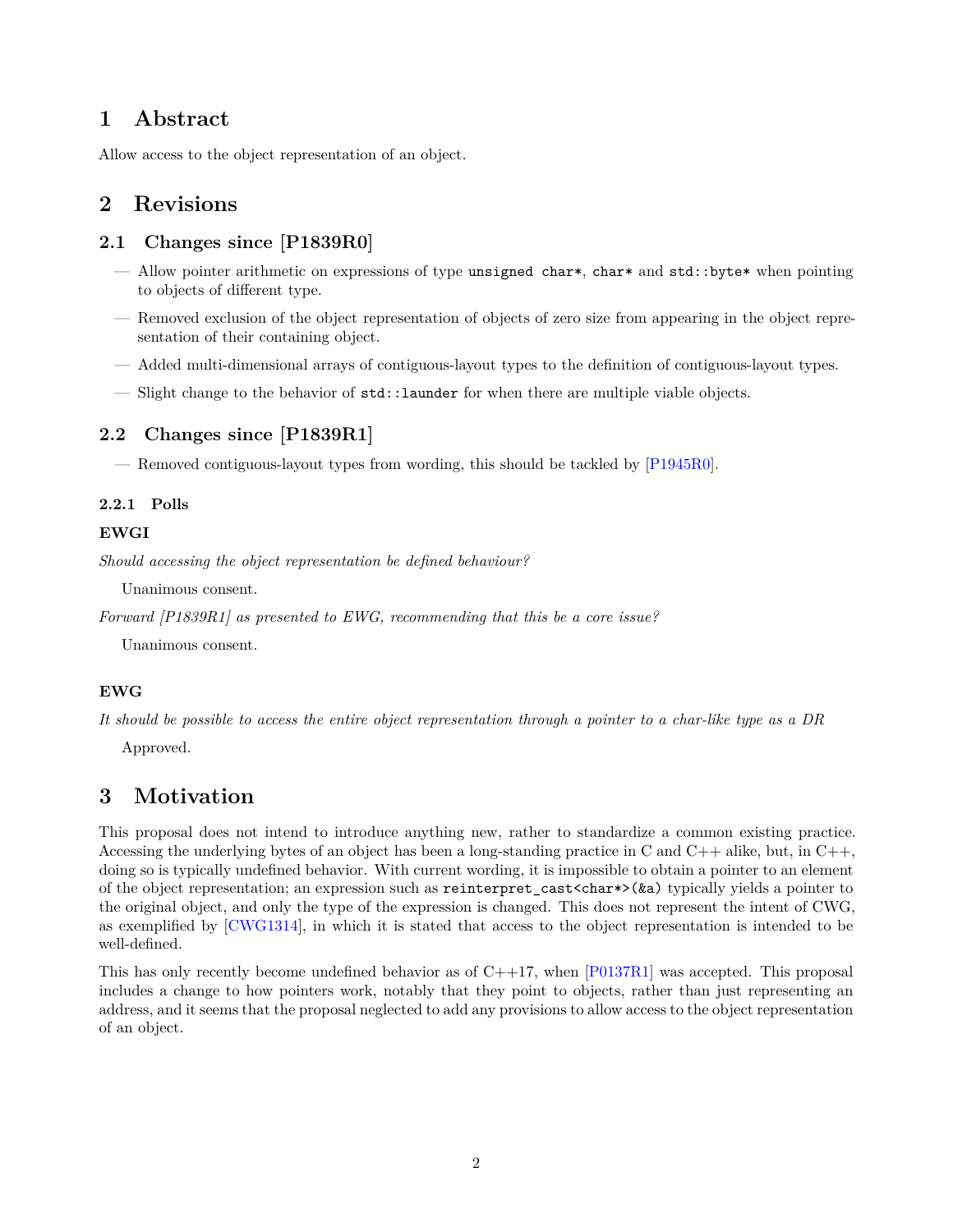# 1 Abstract

Allow access to the object representation of an object.

# 2 Revisions

## 2.1 Changes since [P1839R0]

- Allow pointer arithmetic on expressions of type `unsigned char*`, `char*` and `std::byte*` when pointing to objects of different type.
- Removed exclusion of the object representation of objects of zero size from appearing in the object representation of their containing object.
- Added multi-dimensional arrays of contiguous-layout types to the definition of contiguous-layout types.
- Slight change to the behavior of `std::launder` for when there are multiple viable objects.

## 2.2 Changes since [P1839R1]

- Removed contiguous-layout types from wording, this should be tackled by [P1945R0].

### 2.2.1 Polls

**EWGI**

*Should accessing the object representation be defined behaviour?*

Unanimous consent.

*Forward [P1839R1] as presented to EWG, recommending that this be a core issue?*

Unanimous consent.

**EWG**

*It should be possible to access the entire object representation through a pointer to a char-like type as a DR*

Approved.

# 3 Motivation

This proposal does not intend to introduce anything new, rather to standardize a common existing practice. Accessing the underlying bytes of an object has been a long-standing practice in C and C++ alike, but, in C++, doing so is typically undefined behavior. With current wording, it is impossible to obtain a pointer to an element of the object representation; an expression such as `reinterpret_cast<char*>(&a)` typically yields a pointer to the original object, and only the type of the expression is changed. This does not represent the intent of CWG, as exemplified by [CWG1314], in which it is stated that access to the object representation is intended to be well-defined.

This has only recently become undefined behavior as of C++17, when [P0137R1] was accepted. This proposal includes a change to how pointers work, notably that they point to objects, rather than just representing an address, and it seems that the proposal neglected to add any provisions to allow access to the object representation of an object.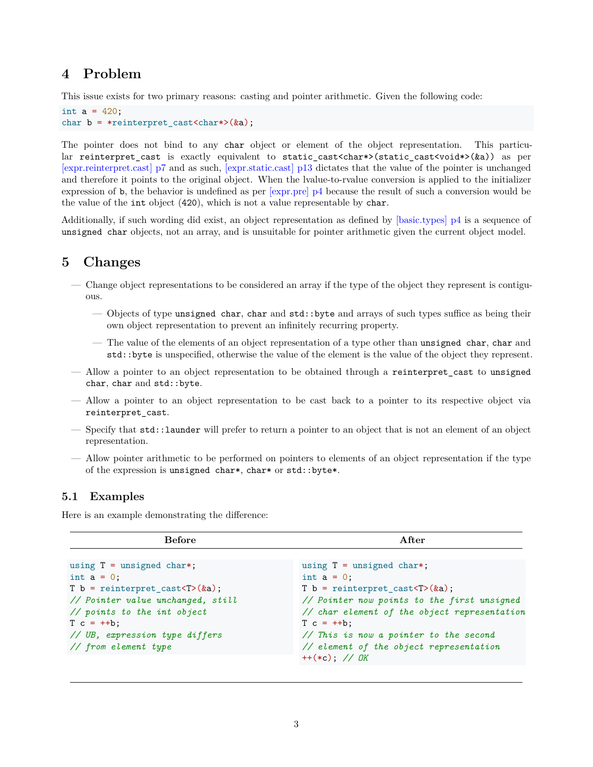## 4 Problem

This issue exists for two primary reasons: casting and pointer arithmetic. Given the following code:

```
int a = 420;
char b = *reinterpret_cast<char*>(&a);
```

The pointer does not bind to any `char` object or element of the object representation. This particular `reinterpret_cast` is exactly equivalent to `static_cast<char*>(static_cast<void*>(&a))` as per [expr.reinterpret.cast] p7 and as such, [expr.static.cast] p13 dictates that the value of the pointer is unchanged and therefore it points to the original object. When the lvalue-to-rvalue conversion is applied to the initializer expression of `b`, the behavior is undefined as per [expr.pre] p4 because the result of such a conversion would be the value of the `int` object (`420`), which is not a value representable by `char`.

Additionally, if such wording did exist, an object representation as defined by [basic.types] p4 is a sequence of `unsigned char` objects, not an array, and is unsuitable for pointer arithmetic given the current object model.

## 5 Changes

- Change object representations to be considered an array if the type of the object they represent is contiguous.
  - Objects of type `unsigned char`, `char` and `std::byte` and arrays of such types suffice as being their own object representation to prevent an infinitely recurring property.
  - The value of the elements of an object representation of a type other than `unsigned char`, `char` and `std::byte` is unspecified, otherwise the value of the element is the value of the object they represent.
- Allow a pointer to an object representation to be obtained through a `reinterpret_cast` to `unsigned char`, `char` and `std::byte`.
- Allow a pointer to an object representation to be cast back to a pointer to its respective object via `reinterpret_cast`.
- Specify that `std::launder` will prefer to return a pointer to an object that is not an element of an object representation.
- Allow pointer arithmetic to be performed on pointers to elements of an object representation if the type of the expression is `unsigned char*`, `char*` or `std::byte*`.

### 5.1 Examples

Here is an example demonstrating the difference:

**Before**

```
using T = unsigned char*;
int a = 0;
T b = reinterpret_cast<T>(&a);
// Pointer value unchanged, still
// points to the int object
T c = ++b;
// UB, expression type differs
// from element type
```

**After**

```
using T = unsigned char*;
int a = 0;
T b = reinterpret_cast<T>(&a);
// Pointer now points to the first unsigned
// char element of the object representation
T c = ++b;
// This is now a pointer to the second
// element of the object representation
++(*c); // OK
```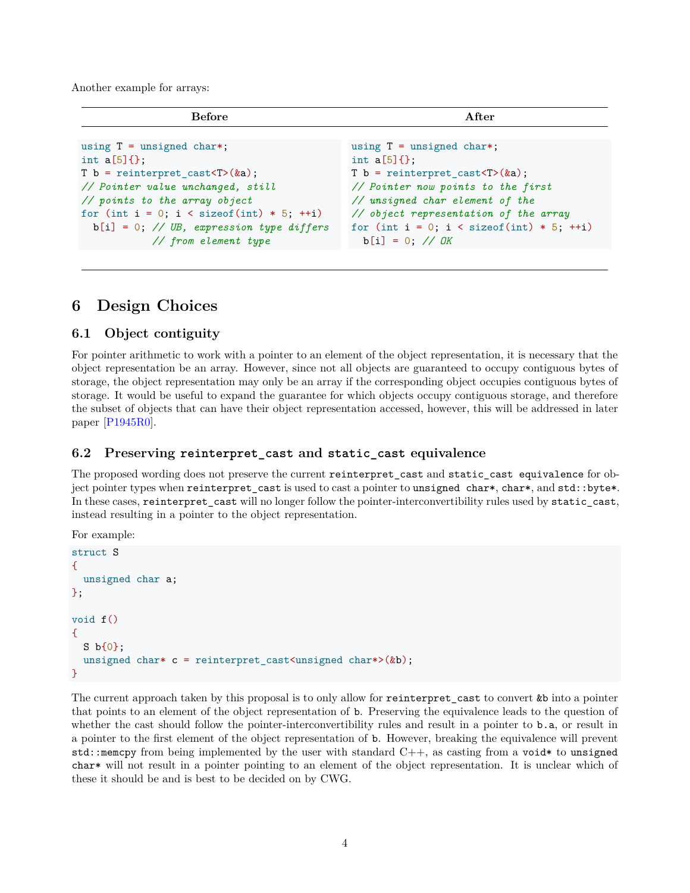Another example for arrays:

| Before | After |
| --- | --- |
| <pre>using T = unsigned char*;<br>int a[5]{};<br>T b = reinterpret_cast&lt;T&gt;(&a);<br>// Pointer value unchanged, still<br>// points to the array object<br>for (int i = 0; i < sizeof(int) * 5; ++i)<br>  b[i] = 0; // UB, expression type differs<br>            // from element type</pre> | <pre>using T = unsigned char*;<br>int a[5]{};<br>T b = reinterpret_cast&lt;T&gt;(&a);<br>// Pointer now points to the first<br>// unsigned char element of the<br>// object representation of the array<br>for (int i = 0; i < sizeof(int) * 5; ++i)<br>  b[i] = 0; // OK</pre> |

# 6 Design Choices

## 6.1 Object contiguity

For pointer arithmetic to work with a pointer to an element of the object representation, it is necessary that the object representation be an array. However, since not all objects are guaranteed to occupy contiguous bytes of storage, the object representation may only be an array if the corresponding object occupies contiguous bytes of storage. It would be useful to expand the guarantee for which objects occupy contiguous storage, and therefore the subset of objects that can have their object representation accessed, however, this will be addressed in later paper [P1945R0].

## 6.2 Preserving `reinterpret_cast` and `static_cast` equivalence

The proposed wording does not preserve the current `reinterpret_cast` and `static_cast equivalence` for object pointer types when `reinterpret_cast` is used to cast a pointer to `unsigned char*`, `char*`, and `std::byte*`. In these cases, `reinterpret_cast` will no longer follow the pointer-interconvertibility rules used by `static_cast`, instead resulting in a pointer to the object representation.

For example:

```
struct S
{
  unsigned char a;
};

void f()
{
  S b{0};
  unsigned char* c = reinterpret_cast<unsigned char*>(&b);
}
```

The current approach taken by this proposal is to only allow for `reinterpret_cast` to convert `&b` into a pointer that points to an element of the object representation of `b`. Preserving the equivalence leads to the question of whether the cast should follow the pointer-interconvertibility rules and result in a pointer to `b.a`, or result in a pointer to the first element of the object representation of `b`. However, breaking the equivalence will prevent `std::memcpy` from being implemented by the user with standard C++, as casting from a `void*` to `unsigned char*` will not result in a pointer pointing to an element of the object representation. It is unclear which of these it should be and is best to be decided on by CWG.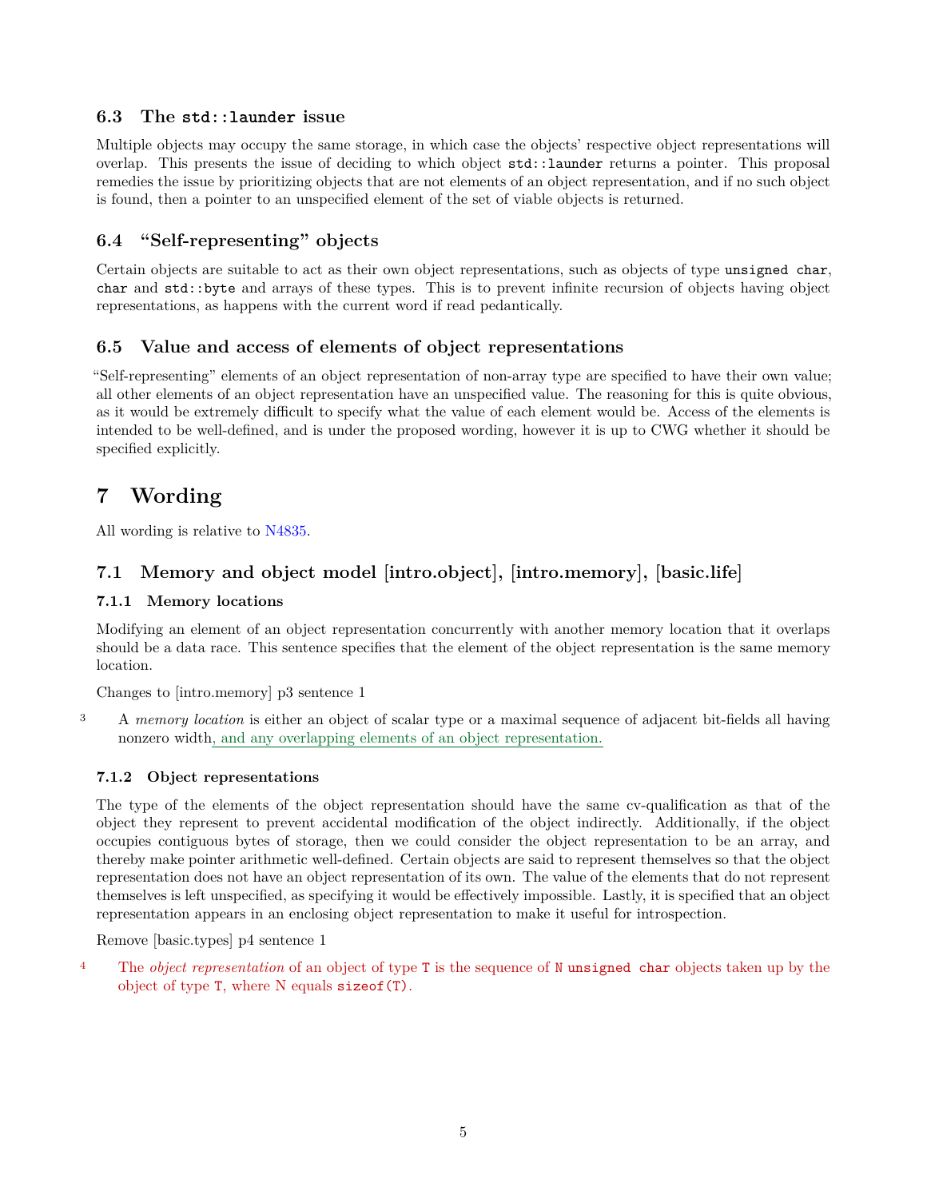### 6.3 The `std::launder` issue

Multiple objects may occupy the same storage, in which case the objects' respective object representations will overlap. This presents the issue of deciding to which object `std::launder` returns a pointer. This proposal remedies the issue by prioritizing objects that are not elements of an object representation, and if no such object is found, then a pointer to an unspecified element of the set of viable objects is returned.

### 6.4 "Self-representing" objects

Certain objects are suitable to act as their own object representations, such as objects of type `unsigned char`, `char` and `std::byte` and arrays of these types. This is to prevent infinite recursion of objects having object representations, as happens with the current word if read pedantically.

### 6.5 Value and access of elements of object representations

"Self-representing" elements of an object representation of non-array type are specified to have their own value; all other elements of an object representation have an unspecified value. The reasoning for this is quite obvious, as it would be extremely difficult to specify what the value of each element would be. Access of the elements is intended to be well-defined, and is under the proposed wording, however it is up to CWG whether it should be specified explicitly.

## 7 Wording

All wording is relative to N4835.

### 7.1 Memory and object model [intro.object], [intro.memory], [basic.life]

#### 7.1.1 Memory locations

Modifying an element of an object representation concurrently with another memory location that it overlaps should be a data race. This sentence specifies that the element of the object representation is the same memory location.

Changes to [intro.memory] p3 sentence 1

3 A *memory location* is either an object of scalar type or a maximal sequence of adjacent bit-fields all having nonzero width, and any overlapping elements of an object representation.

#### 7.1.2 Object representations

The type of the elements of the object representation should have the same cv-qualification as that of the object they represent to prevent accidental modification of the object indirectly. Additionally, if the object occupies contiguous bytes of storage, then we could consider the object representation to be an array, and thereby make pointer arithmetic well-defined. Certain objects are said to represent themselves so that the object representation does not have an object representation of its own. The value of the elements that do not represent themselves is left unspecified, as specifying it would be effectively impossible. Lastly, it is specified that an object representation appears in an enclosing object representation to make it useful for introspection.

Remove [basic.types] p4 sentence 1

4 ~~The *object representation* of an object of type `T` is the sequence of `N` `unsigned char` objects taken up by the object of type `T`, where N equals `sizeof(T)`.~~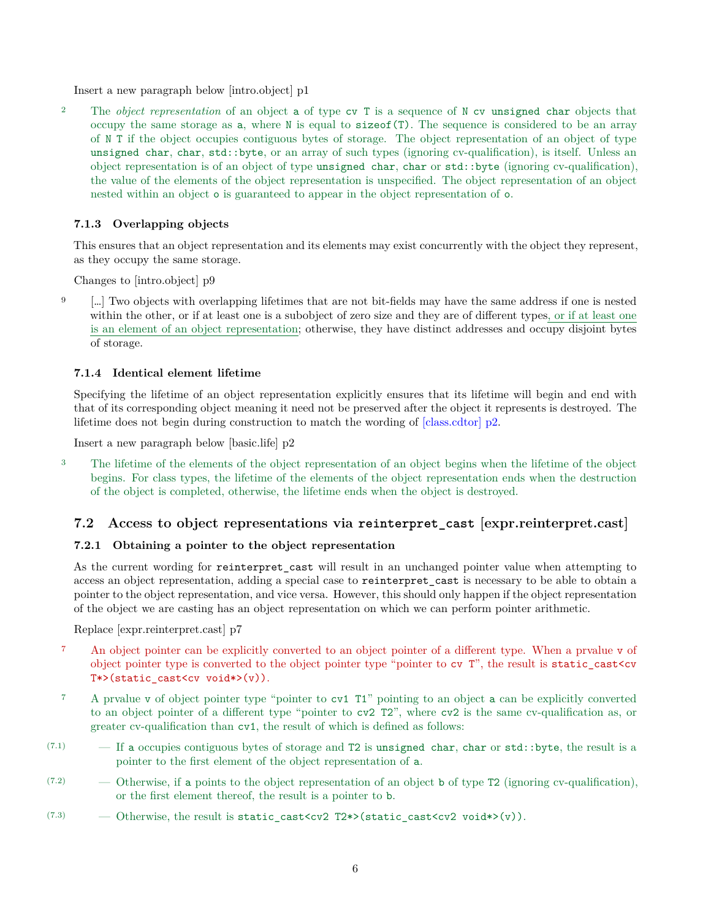Insert a new paragraph below [intro.object] p1

2 The *object representation* of an object `a` of type `cv T` is a sequence of `N cv unsigned char` objects that occupy the same storage as `a`, where `N` is equal to `sizeof(T)`. The sequence is considered to be an array of `N T` if the object occupies contiguous bytes of storage. The object representation of an object of type `unsigned char`, `char`, `std::byte`, or an array of such types (ignoring cv-qualification), is itself. Unless an object representation is of an object of type `unsigned char`, `char` or `std::byte` (ignoring cv-qualification), the value of the elements of the object representation is unspecified. The object representation of an object nested within an object `o` is guaranteed to appear in the object representation of `o`.

### 7.1.3 Overlapping objects

This ensures that an object representation and its elements may exist concurrently with the object they represent, as they occupy the same storage.

Changes to [intro.object] p9

9 [...] Two objects with overlapping lifetimes that are not bit-fields may have the same address if one is nested within the other, or if at least one is a subobject of zero size and they are of different types, or if at least one is an element of an object representation; otherwise, they have distinct addresses and occupy disjoint bytes of storage.

### 7.1.4 Identical element lifetime

Specifying the lifetime of an object representation explicitly ensures that its lifetime will begin and end with that of its corresponding object meaning it need not be preserved after the object it represents is destroyed. The lifetime does not begin during construction to match the wording of [class.cdtor] p2.

Insert a new paragraph below [basic.life] p2

3 The lifetime of the elements of the object representation of an object begins when the lifetime of the object begins. For class types, the lifetime of the elements of the object representation ends when the destruction of the object is completed, otherwise, the lifetime ends when the object is destroyed.

## 7.2 Access to object representations via `reinterpret_cast` [expr.reinterpret.cast]

### 7.2.1 Obtaining a pointer to the object representation

As the current wording for `reinterpret_cast` will result in an unchanged pointer value when attempting to access an object representation, adding a special case to `reinterpret_cast` is necessary to be able to obtain a pointer to the object representation, and vice versa. However, this should only happen if the object representation of the object we are casting has an object representation on which we can perform pointer arithmetic.

Replace [expr.reinterpret.cast] p7

7 An object pointer can be explicitly converted to an object pointer of a different type. When a prvalue `v` of object pointer type is converted to the object pointer type "pointer to `cv T`", the result is `static_cast<cv T*>(static_cast<cv void*>(v))`.

7 A prvalue `v` of object pointer type "pointer to `cv1 T1`" pointing to an object `a` can be explicitly converted to an object pointer of a different type "pointer to `cv2 T2`", where `cv2` is the same cv-qualification as, or greater cv-qualification than `cv1`, the result of which is defined as follows:

(7.1) — If `a` occupies contiguous bytes of storage and `T2` is `unsigned char`, `char` or `std::byte`, the result is a pointer to the first element of the object representation of `a`.

(7.2) — Otherwise, if `a` points to the object representation of an object `b` of type `T2` (ignoring cv-qualification), or the first element thereof, the result is a pointer to `b`.

(7.3) — Otherwise, the result is `static_cast<cv2 T2*>(static_cast<cv2 void*>(v))`.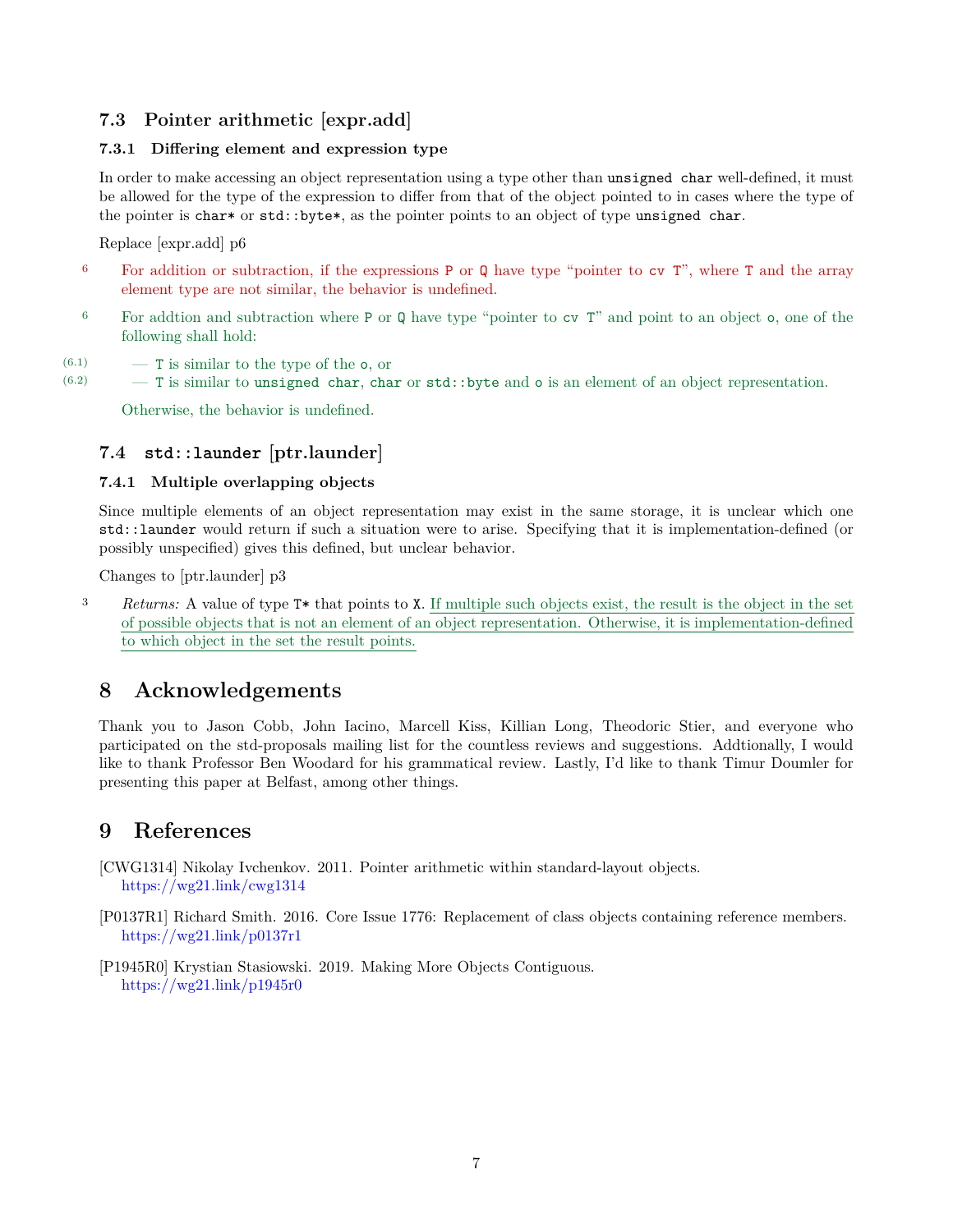## 7.3 Pointer arithmetic [expr.add]

### 7.3.1 Differing element and expression type

In order to make accessing an object representation using a type other than `unsigned char` well-defined, it must be allowed for the type of the expression to differ from that of the object pointed to in cases where the type of the pointer is `char*` or `std::byte*`, as the pointer points to an object of type `unsigned char`.

Replace [expr.add] p6

6 For addition or subtraction, if the expressions `P` or `Q` have type "pointer to `cv T`", where `T` and the array element type are not similar, the behavior is undefined.

6 For addtion and subtraction where `P` or `Q` have type "pointer to `cv T`" and point to an object `o`, one of the following shall hold:

(6.1) — `T` is similar to the type of the `o`, or

(6.2) — `T` is similar to `unsigned char`, `char` or `std::byte` and `o` is an element of an object representation.

Otherwise, the behavior is undefined.

## 7.4 `std::launder` [ptr.launder]

### 7.4.1 Multiple overlapping objects

Since multiple elements of an object representation may exist in the same storage, it is unclear which one `std::launder` would return if such a situation were to arise. Specifying that it is implementation-defined (or possibly unspecified) gives this defined, but unclear behavior.

Changes to [ptr.launder] p3

3 *Returns:* A value of type `T*` that points to `X`. If multiple such objects exist, the result is the object in the set of possible objects that is not an element of an object representation. Otherwise, it is implementation-defined to which object in the set the result points.

# 8 Acknowledgements

Thank you to Jason Cobb, John Iacino, Marcell Kiss, Killian Long, Theodoric Stier, and everyone who participated on the std-proposals mailing list for the countless reviews and suggestions. Addtionally, I would like to thank Professor Ben Woodard for his grammatical review. Lastly, I'd like to thank Timur Doumler for presenting this paper at Belfast, among other things.

# 9 References

[CWG1314] Nikolay Ivchenkov. 2011. Pointer arithmetic within standard-layout objects.
https://wg21.link/cwg1314

[P0137R1] Richard Smith. 2016. Core Issue 1776: Replacement of class objects containing reference members.
https://wg21.link/p0137r1

[P1945R0] Krystian Stasiowski. 2019. Making More Objects Contiguous.
https://wg21.link/p1945r0